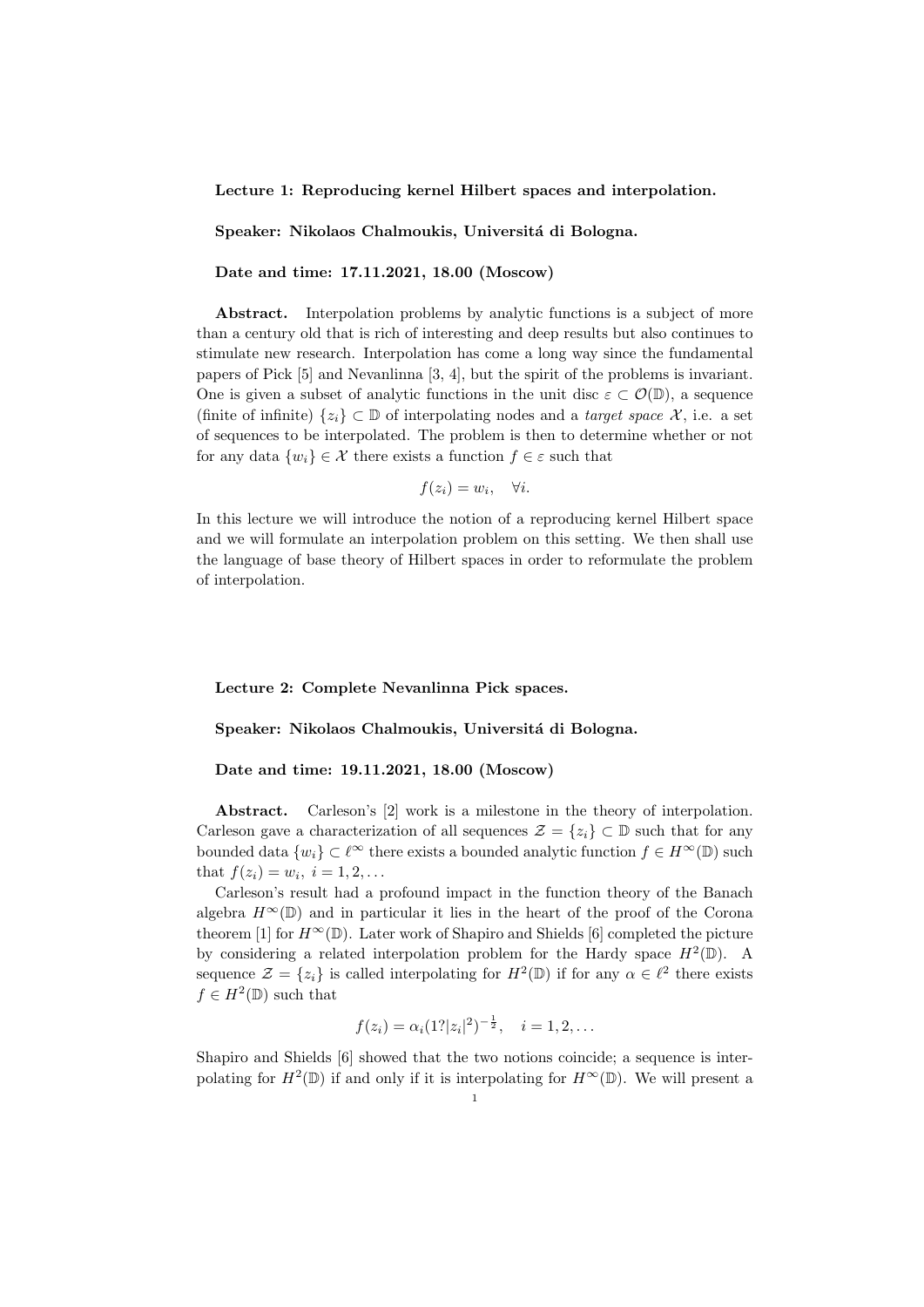**Lecture 1: Reproducing kernel Hilbert spaces and interpolation.**

**Speaker: Nikolaos Chalmoukis, Universitá di Bologna.**

**Date and time: 17.11.2021, 18.00 (Moscow)**

**Abstract.** Interpolation problems by analytic functions is a subject of more than a century old that is rich of interesting and deep results but also continues to stimulate new research. Interpolation has come a long way since the fundamental papers of Pick [5] and Nevanlinna [3, 4], but the spirit of the problems is invariant. One is given a subset of analytic functions in the unit disc $\varepsilon \subset \mathcal{O}(\mathbb{D})$, a sequence (finite of infinite) $\{z_i\} \subset \mathbb{D}$ of interpolating nodes and a *target space* $\mathcal{X}$, i.e. a set of sequences to be interpolated. The problem is then to determine whether or not for any data $\{w_i\} \in \mathcal{X}$ there exists a function $f \in \varepsilon$ such that

$$f(z_i) = w_i, \quad \forall i.$$

In this lecture we will introduce the notion of a reproducing kernel Hilbert space and we will formulate an interpolation problem on this setting. We then shall use the language of base theory of Hilbert spaces in order to reformulate the problem of interpolation.

**Lecture 2: Complete Nevanlinna Pick spaces.**

**Speaker: Nikolaos Chalmoukis, Universitá di Bologna.**

**Date and time: 19.11.2021, 18.00 (Moscow)**

**Abstract.** Carleson's [2] work is a milestone in the theory of interpolation. Carleson gave a characterization of all sequences $\mathcal{Z} = \{z_i\} \subset \mathbb{D}$ such that for any bounded data $\{w_i\} \subset \ell^\infty$ there exists a bounded analytic function $f \in H^\infty(\mathbb{D})$ such that $f(z_i) = w_i$, $i = 1, 2, \ldots$

Carleson's result had a profound impact in the function theory of the Banach algebra $H^\infty(\mathbb{D})$ and in particular it lies in the heart of the proof of the Corona theorem [1] for $H^\infty(\mathbb{D})$. Later work of Shapiro and Shields [6] completed the picture by considering a related interpolation problem for the Hardy space $H^2(\mathbb{D})$. A sequence $\mathcal{Z} = \{z_i\}$ is called interpolating for $H^2(\mathbb{D})$ if for any $\alpha \in \ell^2$ there exists $f \in H^2(\mathbb{D})$ such that

$$f(z_i) = \alpha_i(1?|z_i|^2)^{-\frac{1}{2}}, \quad i = 1, 2, \ldots$$

Shapiro and Shields [6] showed that the two notions coincide; a sequence is interpolating for $H^2(\mathbb{D})$ if and only if it is interpolating for $H^\infty(\mathbb{D})$. We will present a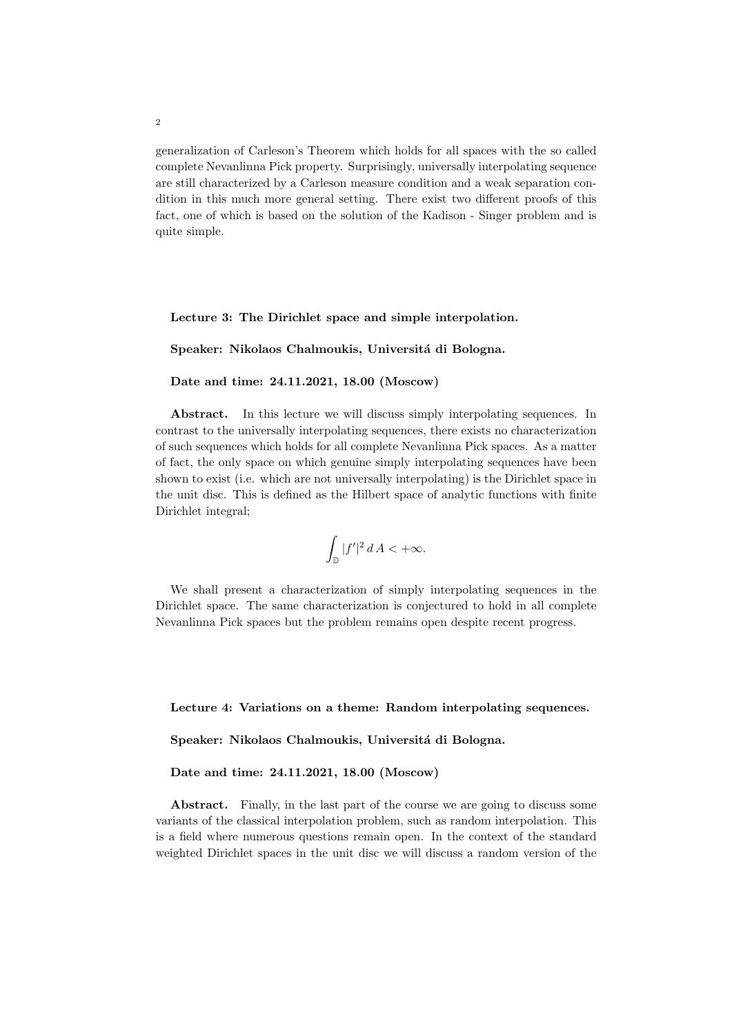generalization of Carleson's Theorem which holds for all spaces with the so called complete Nevanlinna Pick property. Surprisingly, universally interpolating sequence are still characterized by a Carleson measure condition and a weak separation condition in this much more general setting. There exist two different proofs of this fact, one of which is based on the solution of the Kadison - Singer problem and is quite simple.

**Lecture 3: The Dirichlet space and simple interpolation.**

**Speaker: Nikolaos Chalmoukis, Universitá di Bologna.**

**Date and time: 24.11.2021, 18.00 (Moscow)**

**Abstract.** In this lecture we will discuss simply interpolating sequences. In contrast to the universally interpolating sequences, there exists no characterization of such sequences which holds for all complete Nevanlinna Pick spaces. As a matter of fact, the only space on which genuine simply interpolating sequences have been shown to exist (i.e. which are not universally interpolating) is the Dirichlet space in the unit disc. This is defined as the Hilbert space of analytic functions with finite Dirichlet integral;

$$\int_{\mathbb{D}} |f'|^2 \, dA < +\infty.$$

We shall present a characterization of simply interpolating sequences in the Dirichlet space. The same characterization is conjectured to hold in all complete Nevanlinna Pick spaces but the problem remains open despite recent progress.

**Lecture 4: Variations on a theme: Random interpolating sequences.**

**Speaker: Nikolaos Chalmoukis, Universitá di Bologna.**

**Date and time: 24.11.2021, 18.00 (Moscow)**

**Abstract.** Finally, in the last part of the course we are going to discuss some variants of the classical interpolation problem, such as random interpolation. This is a field where numerous questions remain open. In the context of the standard weighted Dirichlet spaces in the unit disc we will discuss a random version of the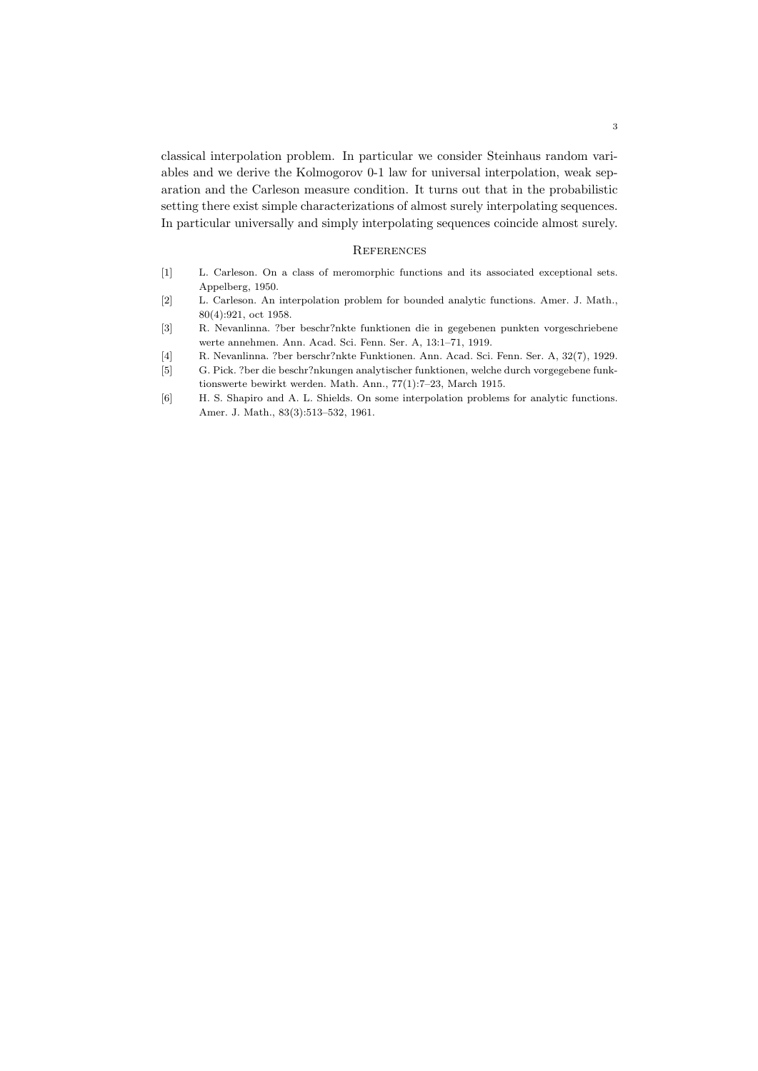classical interpolation problem. In particular we consider Steinhaus random variables and we derive the Kolmogorov 0-1 law for universal interpolation, weak separation and the Carleson measure condition. It turns out that in the probabilistic setting there exist simple characterizations of almost surely interpolating sequences. In particular universally and simply interpolating sequences coincide almost surely.

## References

[1] L. Carleson. On a class of meromorphic functions and its associated exceptional sets. Appelberg, 1950.

[2] L. Carleson. An interpolation problem for bounded analytic functions. Amer. J. Math., 80(4):921, oct 1958.

[3] R. Nevanlinna. ?ber beschr?nkte funktionen die in gegebenen punkten vorgeschriebene werte annehmen. Ann. Acad. Sci. Fenn. Ser. A, 13:1–71, 1919.

[4] R. Nevanlinna. ?ber berschr?nkte Funktionen. Ann. Acad. Sci. Fenn. Ser. A, 32(7), 1929.

[5] G. Pick. ?ber die beschr?nkungen analytischer funktionen, welche durch vorgegebene funktionswerte bewirkt werden. Math. Ann., 77(1):7–23, March 1915.

[6] H. S. Shapiro and A. L. Shields. On some interpolation problems for analytic functions. Amer. J. Math., 83(3):513–532, 1961.